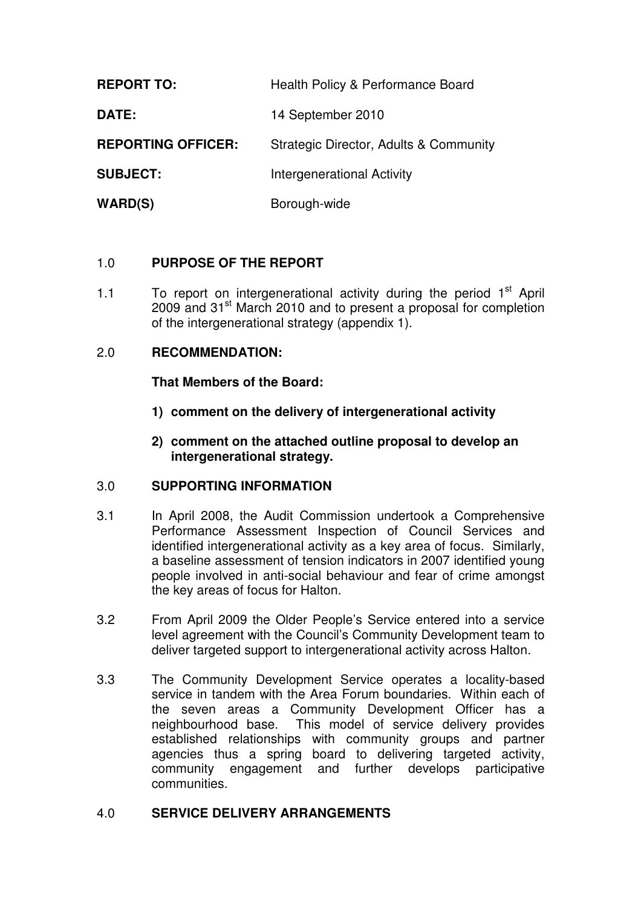| | |
|---|---|
| **REPORT TO:** | Health Policy & Performance Board |
| **DATE:** | 14 September 2010 |
| **REPORTING OFFICER:** | Strategic Director, Adults & Community |
| **SUBJECT:** | Intergenerational Activity |
| **WARD(S)** | Borough-wide |

## 1.0 PURPOSE OF THE REPORT

1.1 To report on intergenerational activity during the period 1st April 2009 and 31st March 2010 and to present a proposal for completion of the intergenerational strategy (appendix 1).

## 2.0 RECOMMENDATION:

**That Members of the Board:**

1) **comment on the delivery of intergenerational activity**

2) **comment on the attached outline proposal to develop an intergenerational strategy.**

## 3.0 SUPPORTING INFORMATION

3.1 In April 2008, the Audit Commission undertook a Comprehensive Performance Assessment Inspection of Council Services and identified intergenerational activity as a key area of focus. Similarly, a baseline assessment of tension indicators in 2007 identified young people involved in anti-social behaviour and fear of crime amongst the key areas of focus for Halton.

3.2 From April 2009 the Older People's Service entered into a service level agreement with the Council's Community Development team to deliver targeted support to intergenerational activity across Halton.

3.3 The Community Development Service operates a locality-based service in tandem with the Area Forum boundaries. Within each of the seven areas a Community Development Officer has a neighbourhood base. This model of service delivery provides established relationships with community groups and partner agencies thus a spring board to delivering targeted activity, community engagement and further develops participative communities.

## 4.0 SERVICE DELIVERY ARRANGEMENTS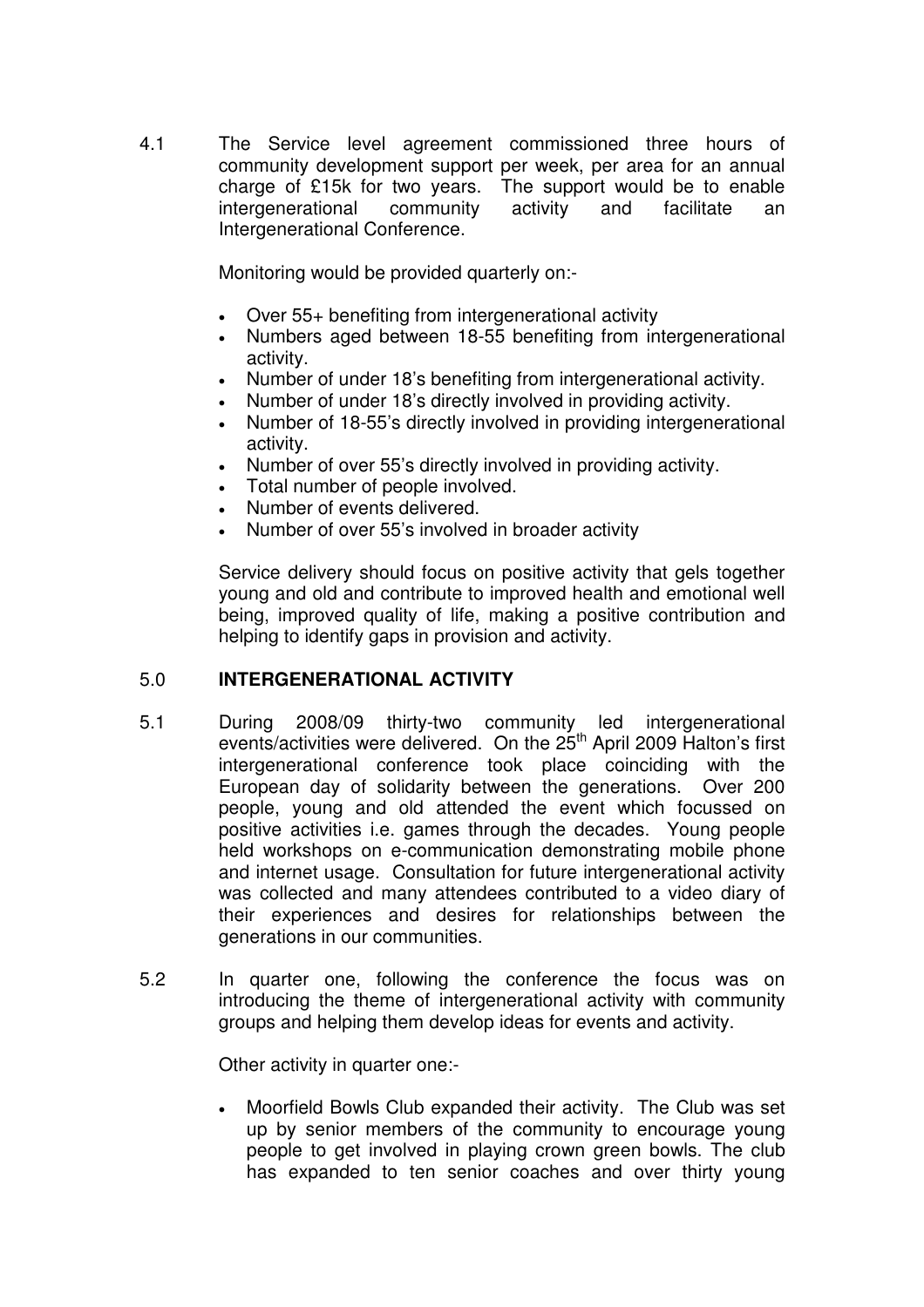4.1 The Service level agreement commissioned three hours of community development support per week, per area for an annual charge of £15k for two years. The support would be to enable intergenerational community activity and facilitate an Intergenerational Conference.

Monitoring would be provided quarterly on:-

- Over 55+ benefiting from intergenerational activity
- Numbers aged between 18-55 benefiting from intergenerational activity.
- Number of under 18's benefiting from intergenerational activity.
- Number of under 18's directly involved in providing activity.
- Number of 18-55's directly involved in providing intergenerational activity.
- Number of over 55's directly involved in providing activity.
- Total number of people involved.
- Number of events delivered.
- Number of over 55's involved in broader activity

Service delivery should focus on positive activity that gels together young and old and contribute to improved health and emotional well being, improved quality of life, making a positive contribution and helping to identify gaps in provision and activity.

## 5.0 INTERGENERATIONAL ACTIVITY

5.1 During 2008/09 thirty-two community led intergenerational events/activities were delivered. On the 25th April 2009 Halton's first intergenerational conference took place coinciding with the European day of solidarity between the generations. Over 200 people, young and old attended the event which focussed on positive activities i.e. games through the decades. Young people held workshops on e-communication demonstrating mobile phone and internet usage. Consultation for future intergenerational activity was collected and many attendees contributed to a video diary of their experiences and desires for relationships between the generations in our communities.

5.2 In quarter one, following the conference the focus was on introducing the theme of intergenerational activity with community groups and helping them develop ideas for events and activity.

Other activity in quarter one:-

- Moorfield Bowls Club expanded their activity. The Club was set up by senior members of the community to encourage young people to get involved in playing crown green bowls. The club has expanded to ten senior coaches and over thirty young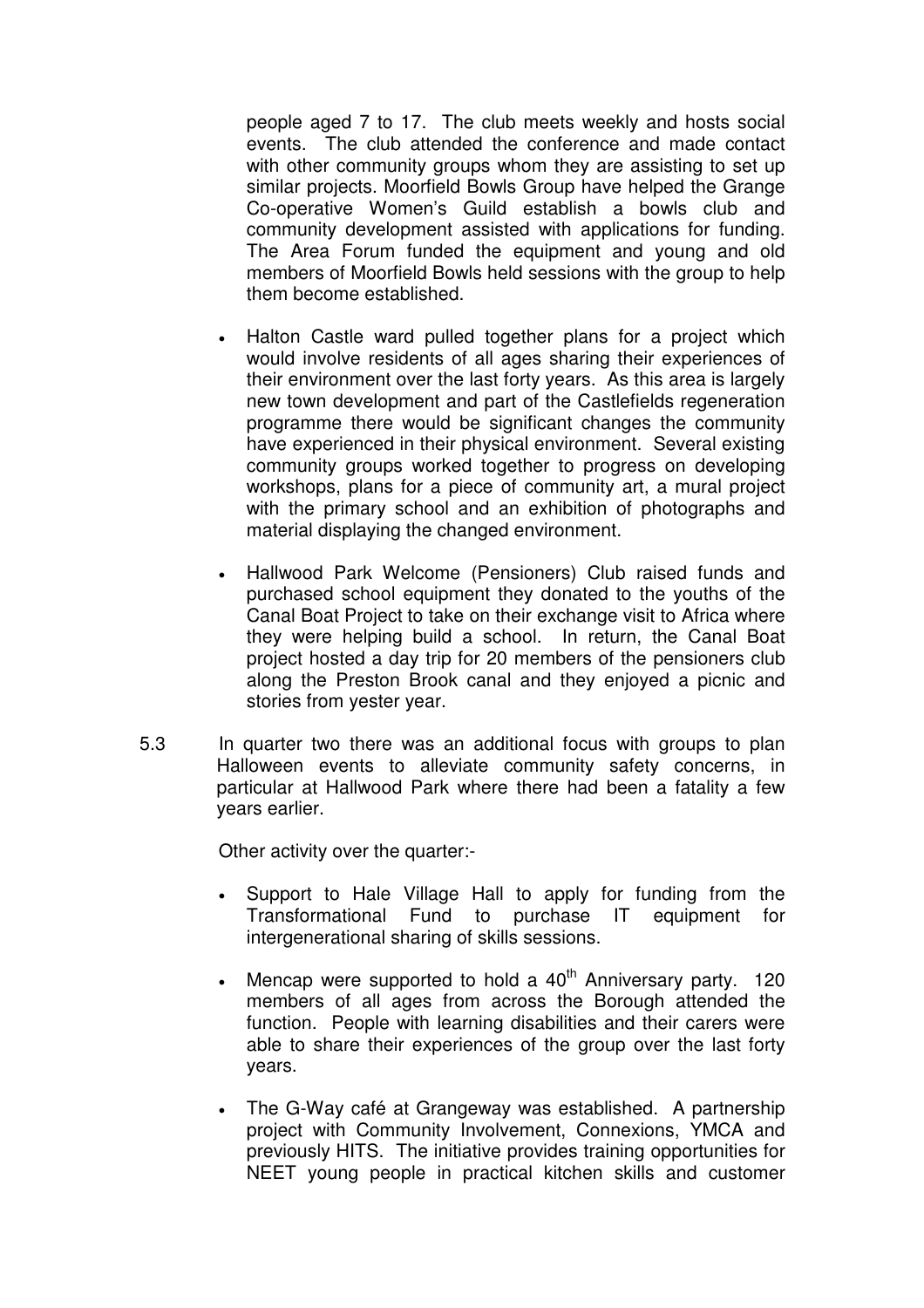people aged 7 to 17. The club meets weekly and hosts social events. The club attended the conference and made contact with other community groups whom they are assisting to set up similar projects. Moorfield Bowls Group have helped the Grange Co-operative Women's Guild establish a bowls club and community development assisted with applications for funding. The Area Forum funded the equipment and young and old members of Moorfield Bowls held sessions with the group to help them become established.

- Halton Castle ward pulled together plans for a project which would involve residents of all ages sharing their experiences of their environment over the last forty years. As this area is largely new town development and part of the Castlefields regeneration programme there would be significant changes the community have experienced in their physical environment. Several existing community groups worked together to progress on developing workshops, plans for a piece of community art, a mural project with the primary school and an exhibition of photographs and material displaying the changed environment.

- Hallwood Park Welcome (Pensioners) Club raised funds and purchased school equipment they donated to the youths of the Canal Boat Project to take on their exchange visit to Africa where they were helping build a school. In return, the Canal Boat project hosted a day trip for 20 members of the pensioners club along the Preston Brook canal and they enjoyed a picnic and stories from yester year.

5.3 In quarter two there was an additional focus with groups to plan Halloween events to alleviate community safety concerns, in particular at Hallwood Park where there had been a fatality a few years earlier.

Other activity over the quarter:-

- Support to Hale Village Hall to apply for funding from the Transformational Fund to purchase IT equipment for intergenerational sharing of skills sessions.

- Mencap were supported to hold a 40th Anniversary party. 120 members of all ages from across the Borough attended the function. People with learning disabilities and their carers were able to share their experiences of the group over the last forty years.

- The G-Way café at Grangeway was established. A partnership project with Community Involvement, Connexions, YMCA and previously HITS. The initiative provides training opportunities for NEET young people in practical kitchen skills and customer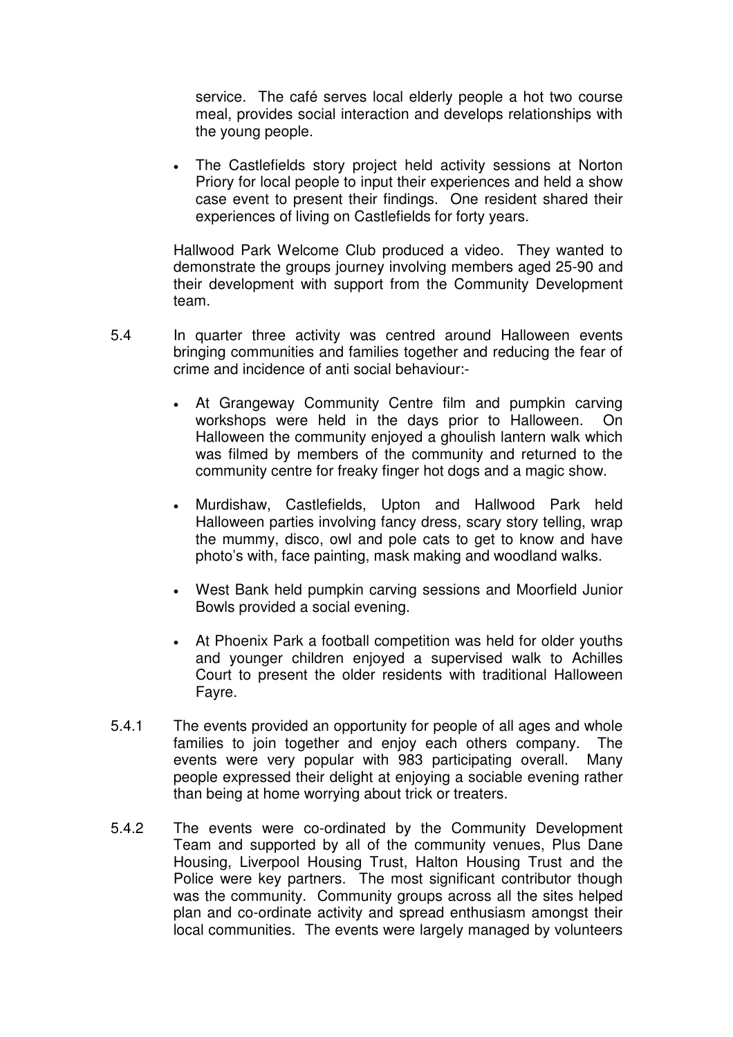service. The café serves local elderly people a hot two course meal, provides social interaction and develops relationships with the young people.

- The Castlefields story project held activity sessions at Norton Priory for local people to input their experiences and held a show case event to present their findings. One resident shared their experiences of living on Castlefields for forty years.

Hallwood Park Welcome Club produced a video. They wanted to demonstrate the groups journey involving members aged 25-90 and their development with support from the Community Development team.

5.4 In quarter three activity was centred around Halloween events bringing communities and families together and reducing the fear of crime and incidence of anti social behaviour:-

- At Grangeway Community Centre film and pumpkin carving workshops were held in the days prior to Halloween. On Halloween the community enjoyed a ghoulish lantern walk which was filmed by members of the community and returned to the community centre for freaky finger hot dogs and a magic show.
- Murdishaw, Castlefields, Upton and Hallwood Park held Halloween parties involving fancy dress, scary story telling, wrap the mummy, disco, owl and pole cats to get to know and have photo's with, face painting, mask making and woodland walks.
- West Bank held pumpkin carving sessions and Moorfield Junior Bowls provided a social evening.
- At Phoenix Park a football competition was held for older youths and younger children enjoyed a supervised walk to Achilles Court to present the older residents with traditional Halloween Fayre.

5.4.1 The events provided an opportunity for people of all ages and whole families to join together and enjoy each others company. The events were very popular with 983 participating overall. Many people expressed their delight at enjoying a sociable evening rather than being at home worrying about trick or treaters.

5.4.2 The events were co-ordinated by the Community Development Team and supported by all of the community venues, Plus Dane Housing, Liverpool Housing Trust, Halton Housing Trust and the Police were key partners. The most significant contributor though was the community. Community groups across all the sites helped plan and co-ordinate activity and spread enthusiasm amongst their local communities. The events were largely managed by volunteers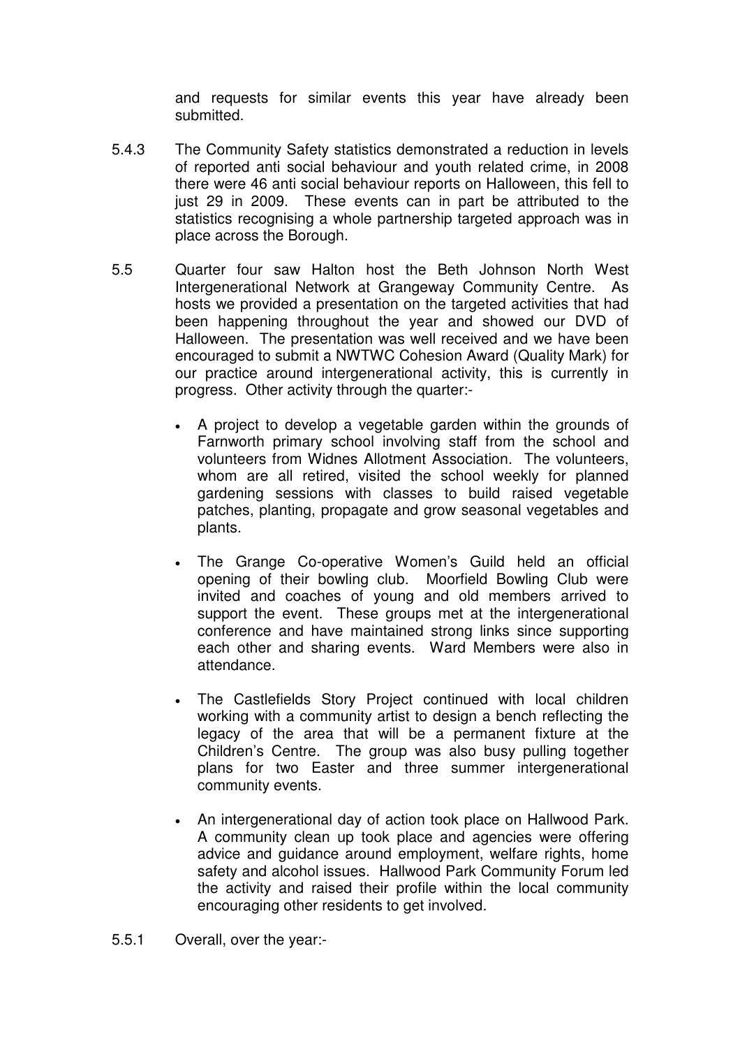and requests for similar events this year have already been submitted.

5.4.3 The Community Safety statistics demonstrated a reduction in levels of reported anti social behaviour and youth related crime, in 2008 there were 46 anti social behaviour reports on Halloween, this fell to just 29 in 2009. These events can in part be attributed to the statistics recognising a whole partnership targeted approach was in place across the Borough.

5.5 Quarter four saw Halton host the Beth Johnson North West Intergenerational Network at Grangeway Community Centre. As hosts we provided a presentation on the targeted activities that had been happening throughout the year and showed our DVD of Halloween. The presentation was well received and we have been encouraged to submit a NWTWC Cohesion Award (Quality Mark) for our practice around intergenerational activity, this is currently in progress. Other activity through the quarter:-

- A project to develop a vegetable garden within the grounds of Farnworth primary school involving staff from the school and volunteers from Widnes Allotment Association. The volunteers, whom are all retired, visited the school weekly for planned gardening sessions with classes to build raised vegetable patches, planting, propagate and grow seasonal vegetables and plants.

- The Grange Co-operative Women's Guild held an official opening of their bowling club. Moorfield Bowling Club were invited and coaches of young and old members arrived to support the event. These groups met at the intergenerational conference and have maintained strong links since supporting each other and sharing events. Ward Members were also in attendance.

- The Castlefields Story Project continued with local children working with a community artist to design a bench reflecting the legacy of the area that will be a permanent fixture at the Children's Centre. The group was also busy pulling together plans for two Easter and three summer intergenerational community events.

- An intergenerational day of action took place on Hallwood Park. A community clean up took place and agencies were offering advice and guidance around employment, welfare rights, home safety and alcohol issues. Hallwood Park Community Forum led the activity and raised their profile within the local community encouraging other residents to get involved.

5.5.1 Overall, over the year:-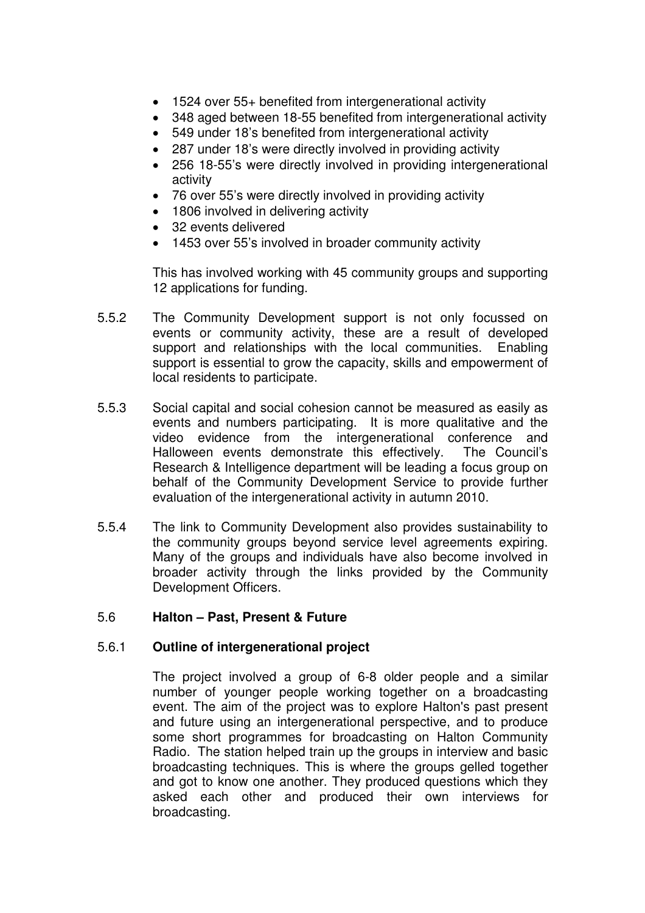- 1524 over 55+ benefited from intergenerational activity
- 348 aged between 18-55 benefited from intergenerational activity
- 549 under 18's benefited from intergenerational activity
- 287 under 18's were directly involved in providing activity
- 256 18-55's were directly involved in providing intergenerational activity
- 76 over 55's were directly involved in providing activity
- 1806 involved in delivering activity
- 32 events delivered
- 1453 over 55's involved in broader community activity

This has involved working with 45 community groups and supporting 12 applications for funding.

5.5.2 The Community Development support is not only focussed on events or community activity, these are a result of developed support and relationships with the local communities. Enabling support is essential to grow the capacity, skills and empowerment of local residents to participate.

5.5.3 Social capital and social cohesion cannot be measured as easily as events and numbers participating. It is more qualitative and the video evidence from the intergenerational conference and Halloween events demonstrate this effectively. The Council's Research & Intelligence department will be leading a focus group on behalf of the Community Development Service to provide further evaluation of the intergenerational activity in autumn 2010.

5.5.4 The link to Community Development also provides sustainability to the community groups beyond service level agreements expiring. Many of the groups and individuals have also become involved in broader activity through the links provided by the Community Development Officers.

## 5.6 Halton – Past, Present & Future

### 5.6.1 Outline of intergenerational project

The project involved a group of 6-8 older people and a similar number of younger people working together on a broadcasting event. The aim of the project was to explore Halton's past present and future using an intergenerational perspective, and to produce some short programmes for broadcasting on Halton Community Radio. The station helped train up the groups in interview and basic broadcasting techniques. This is where the groups gelled together and got to know one another. They produced questions which they asked each other and produced their own interviews for broadcasting.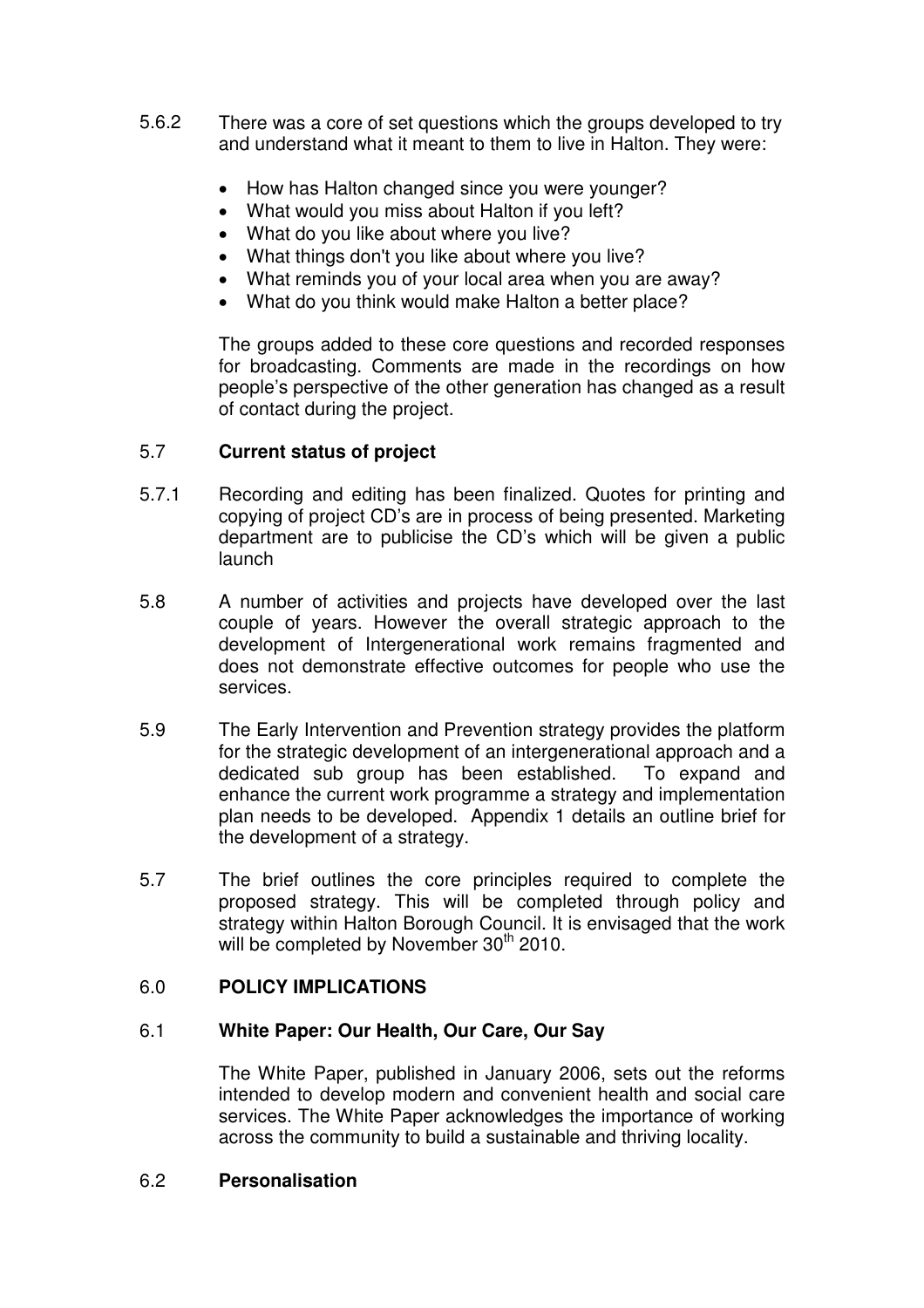5.6.2 There was a core of set questions which the groups developed to try and understand what it meant to them to live in Halton. They were:

- How has Halton changed since you were younger?
- What would you miss about Halton if you left?
- What do you like about where you live?
- What things don't you like about where you live?
- What reminds you of your local area when you are away?
- What do you think would make Halton a better place?

The groups added to these core questions and recorded responses for broadcasting. Comments are made in the recordings on how people's perspective of the other generation has changed as a result of contact during the project.

5.7 **Current status of project**

5.7.1 Recording and editing has been finalized. Quotes for printing and copying of project CD's are in process of being presented. Marketing department are to publicise the CD's which will be given a public launch

5.8 A number of activities and projects have developed over the last couple of years. However the overall strategic approach to the development of Intergenerational work remains fragmented and does not demonstrate effective outcomes for people who use the services.

5.9 The Early Intervention and Prevention strategy provides the platform for the strategic development of an intergenerational approach and a dedicated sub group has been established. To expand and enhance the current work programme a strategy and implementation plan needs to be developed. Appendix 1 details an outline brief for the development of a strategy.

5.7 The brief outlines the core principles required to complete the proposed strategy. This will be completed through policy and strategy within Halton Borough Council. It is envisaged that the work will be completed by November 30th 2010.

6.0 **POLICY IMPLICATIONS**

6.1 **White Paper: Our Health, Our Care, Our Say**

The White Paper, published in January 2006, sets out the reforms intended to develop modern and convenient health and social care services. The White Paper acknowledges the importance of working across the community to build a sustainable and thriving locality.

6.2 **Personalisation**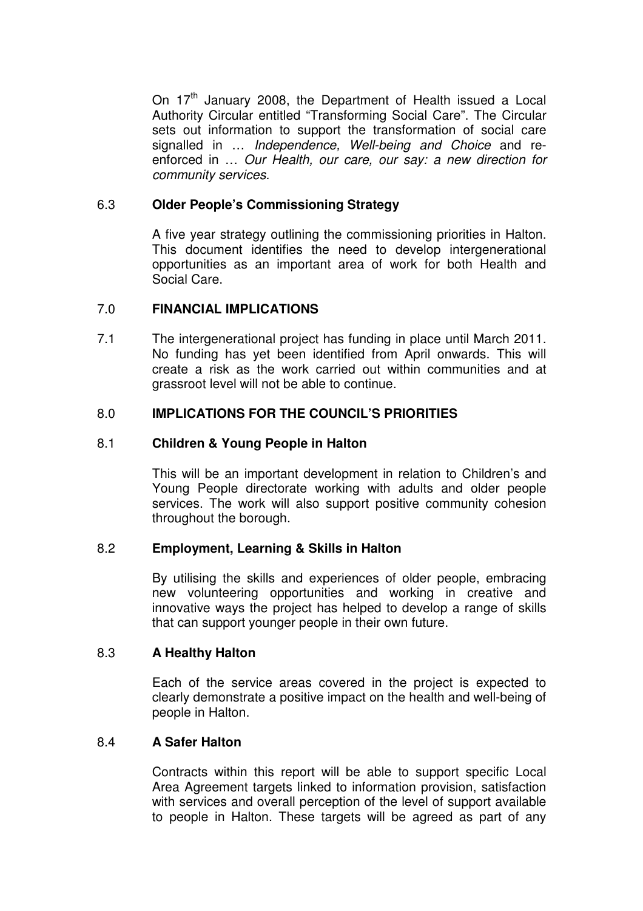On 17th January 2008, the Department of Health issued a Local Authority Circular entitled "Transforming Social Care". The Circular sets out information to support the transformation of social care signalled in … *Independence, Well-being and Choice* and re-enforced in … *Our Health, our care, our say: a new direction for community services.*

6.3 **Older People's Commissioning Strategy**

A five year strategy outlining the commissioning priorities in Halton. This document identifies the need to develop intergenerational opportunities as an important area of work for both Health and Social Care.

## 7.0 FINANCIAL IMPLICATIONS

7.1 The intergenerational project has funding in place until March 2011. No funding has yet been identified from April onwards. This will create a risk as the work carried out within communities and at grassroot level will not be able to continue.

## 8.0 IMPLICATIONS FOR THE COUNCIL'S PRIORITIES

8.1 **Children & Young People in Halton**

This will be an important development in relation to Children's and Young People directorate working with adults and older people services. The work will also support positive community cohesion throughout the borough.

8.2 **Employment, Learning & Skills in Halton**

By utilising the skills and experiences of older people, embracing new volunteering opportunities and working in creative and innovative ways the project has helped to develop a range of skills that can support younger people in their own future.

8.3 **A Healthy Halton**

Each of the service areas covered in the project is expected to clearly demonstrate a positive impact on the health and well-being of people in Halton.

8.4 **A Safer Halton**

Contracts within this report will be able to support specific Local Area Agreement targets linked to information provision, satisfaction with services and overall perception of the level of support available to people in Halton. These targets will be agreed as part of any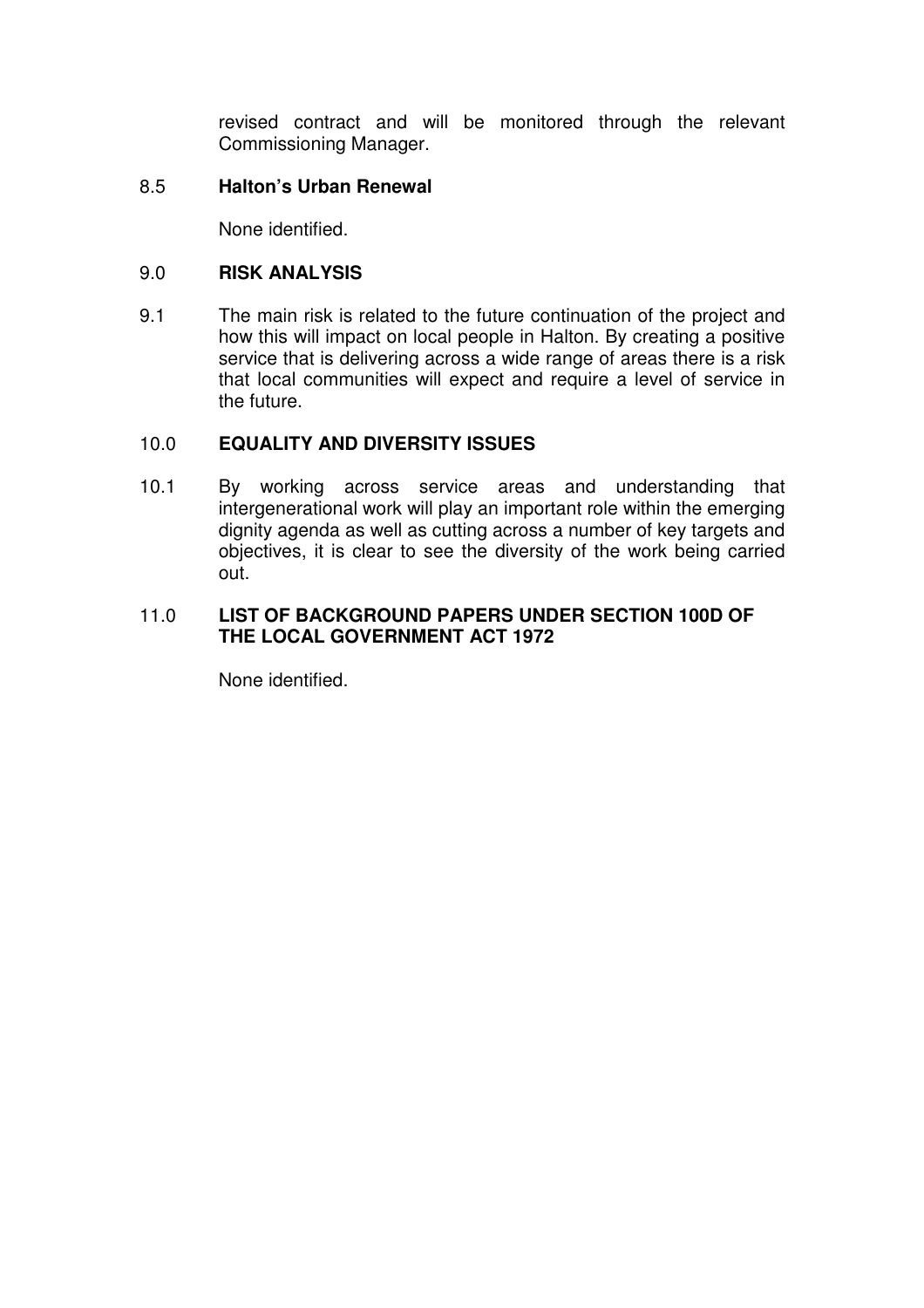revised contract and will be monitored through the relevant Commissioning Manager.

8.5 **Halton's Urban Renewal**

None identified.

## 9.0 RISK ANALYSIS

9.1 The main risk is related to the future continuation of the project and how this will impact on local people in Halton. By creating a positive service that is delivering across a wide range of areas there is a risk that local communities will expect and require a level of service in the future.

## 10.0 EQUALITY AND DIVERSITY ISSUES

10.1 By working across service areas and understanding that intergenerational work will play an important role within the emerging dignity agenda as well as cutting across a number of key targets and objectives, it is clear to see the diversity of the work being carried out.

## 11.0 LIST OF BACKGROUND PAPERS UNDER SECTION 100D OF THE LOCAL GOVERNMENT ACT 1972

None identified.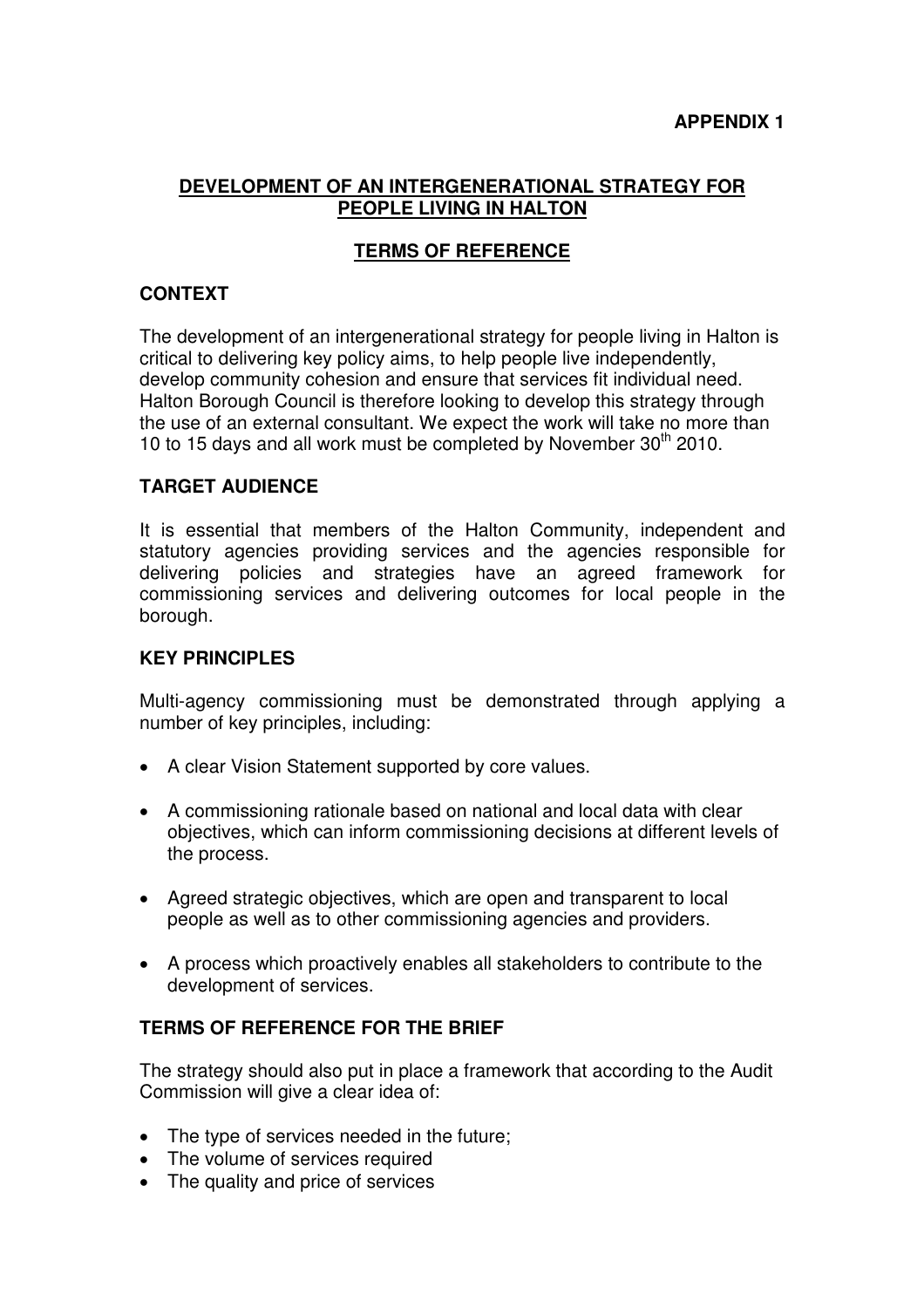**APPENDIX 1**

## DEVELOPMENT OF AN INTERGENERATIONAL STRATEGY FOR PEOPLE LIVING IN HALTON

## TERMS OF REFERENCE

### CONTEXT

The development of an intergenerational strategy for people living in Halton is critical to delivering key policy aims, to help people live independently, develop community cohesion and ensure that services fit individual need. Halton Borough Council is therefore looking to develop this strategy through the use of an external consultant. We expect the work will take no more than 10 to 15 days and all work must be completed by November 30th 2010.

### TARGET AUDIENCE

It is essential that members of the Halton Community, independent and statutory agencies providing services and the agencies responsible for delivering policies and strategies have an agreed framework for commissioning services and delivering outcomes for local people in the borough.

### KEY PRINCIPLES

Multi-agency commissioning must be demonstrated through applying a number of key principles, including:

- A clear Vision Statement supported by core values.
- A commissioning rationale based on national and local data with clear objectives, which can inform commissioning decisions at different levels of the process.
- Agreed strategic objectives, which are open and transparent to local people as well as to other commissioning agencies and providers.
- A process which proactively enables all stakeholders to contribute to the development of services.

### TERMS OF REFERENCE FOR THE BRIEF

The strategy should also put in place a framework that according to the Audit Commission will give a clear idea of:

- The type of services needed in the future;
- The volume of services required
- The quality and price of services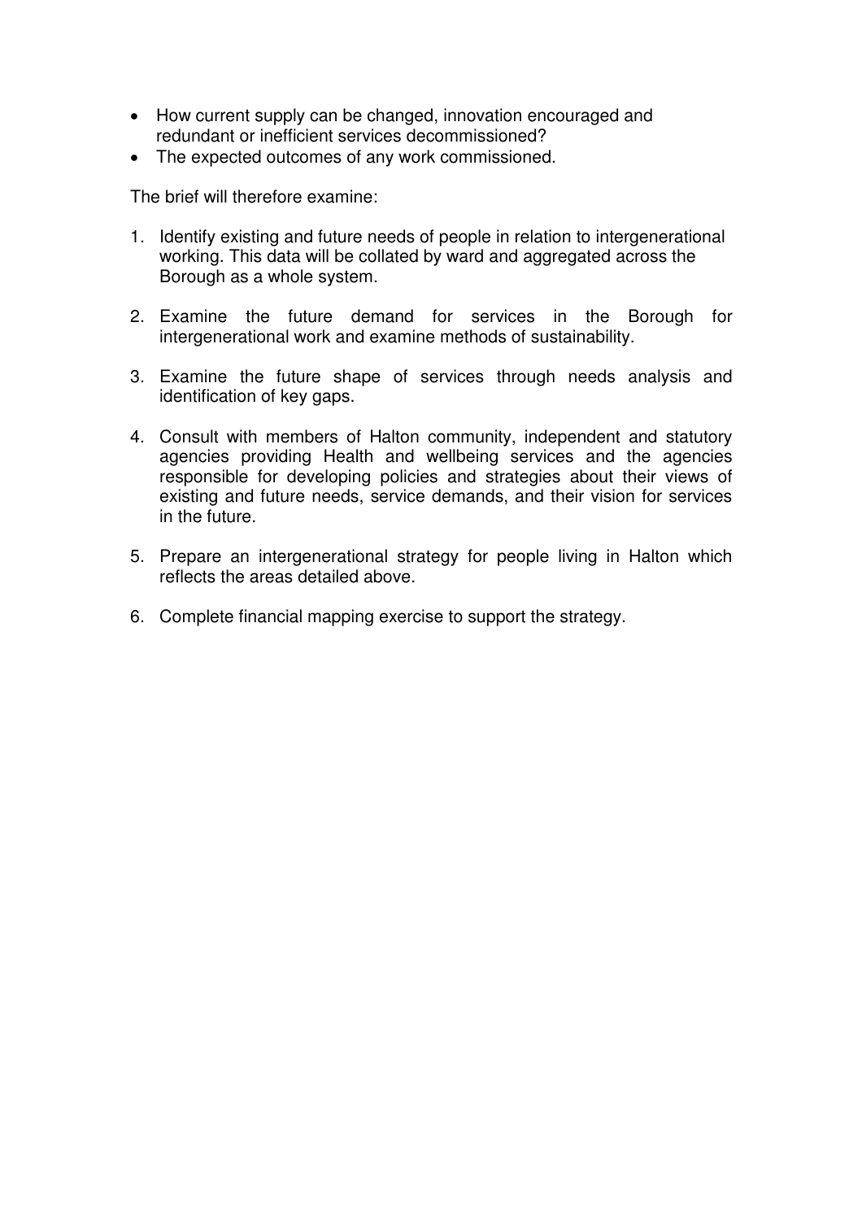- How current supply can be changed, innovation encouraged and redundant or inefficient services decommissioned?
- The expected outcomes of any work commissioned.

The brief will therefore examine:

1. Identify existing and future needs of people in relation to intergenerational working. This data will be collated by ward and aggregated across the Borough as a whole system.

2. Examine the future demand for services in the Borough for intergenerational work and examine methods of sustainability.

3. Examine the future shape of services through needs analysis and identification of key gaps.

4. Consult with members of Halton community, independent and statutory agencies providing Health and wellbeing services and the agencies responsible for developing policies and strategies about their views of existing and future needs, service demands, and their vision for services in the future.

5. Prepare an intergenerational strategy for people living in Halton which reflects the areas detailed above.

6. Complete financial mapping exercise to support the strategy.